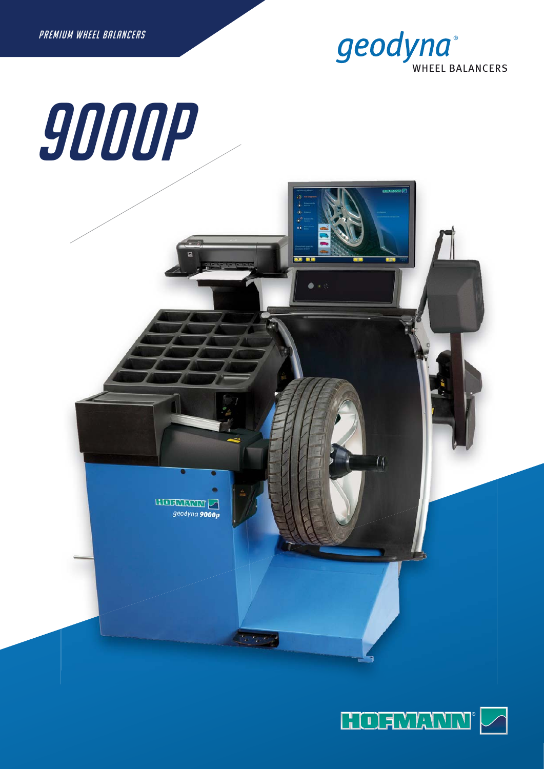PREMIUM WHEEL BALANCERS

geodyna®
WHEEL BALANCERS

# 9000P

HOFMANN®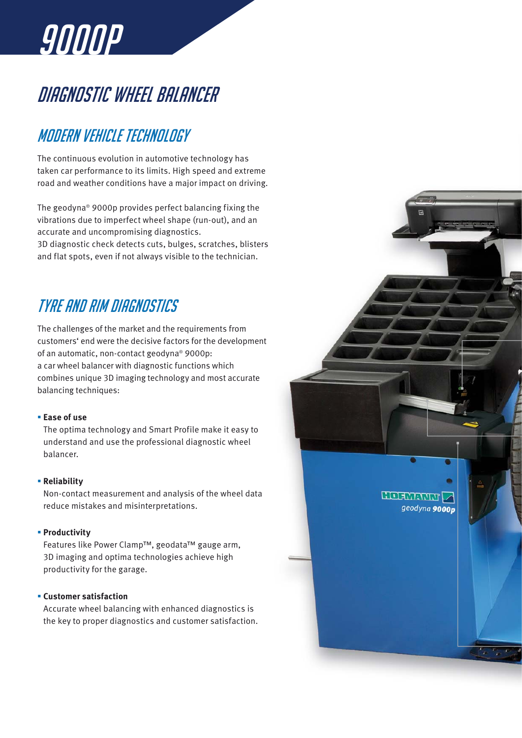# 9000P

## DIAGNOSTIC WHEEL BALANCER

### MODERN VEHICLE TECHNOLOGY

The continuous evolution in automotive technology has taken car performance to its limits. High speed and extreme road and weather conditions have a major impact on driving.

The geodyna® 9000p provides perfect balancing fixing the vibrations due to imperfect wheel shape (run-out), and an accurate and uncompromising diagnostics.
3D diagnostic check detects cuts, bulges, scratches, blisters and flat spots, even if not always visible to the technician.

### TYRE AND RIM DIAGNOSTICS

The challenges of the market and the requirements from customers' end were the decisive factors for the development of an automatic, non-contact geodyna® 9000p:
a car wheel balancer with diagnostic functions which combines unique 3D imaging technology and most accurate balancing techniques:

- **Ease of use**
  The optima technology and Smart Profile make it easy to understand and use the professional diagnostic wheel balancer.

- **Reliability**
  Non-contact measurement and analysis of the wheel data reduce mistakes and misinterpretations.

- **Productivity**
  Features like Power Clamp™, geodata™ gauge arm, 3D imaging and optima technologies achieve high productivity for the garage.

- **Customer satisfaction**
  Accurate wheel balancing with enhanced diagnostics is the key to proper diagnostics and customer satisfaction.

HOFMANN geodyna 9000p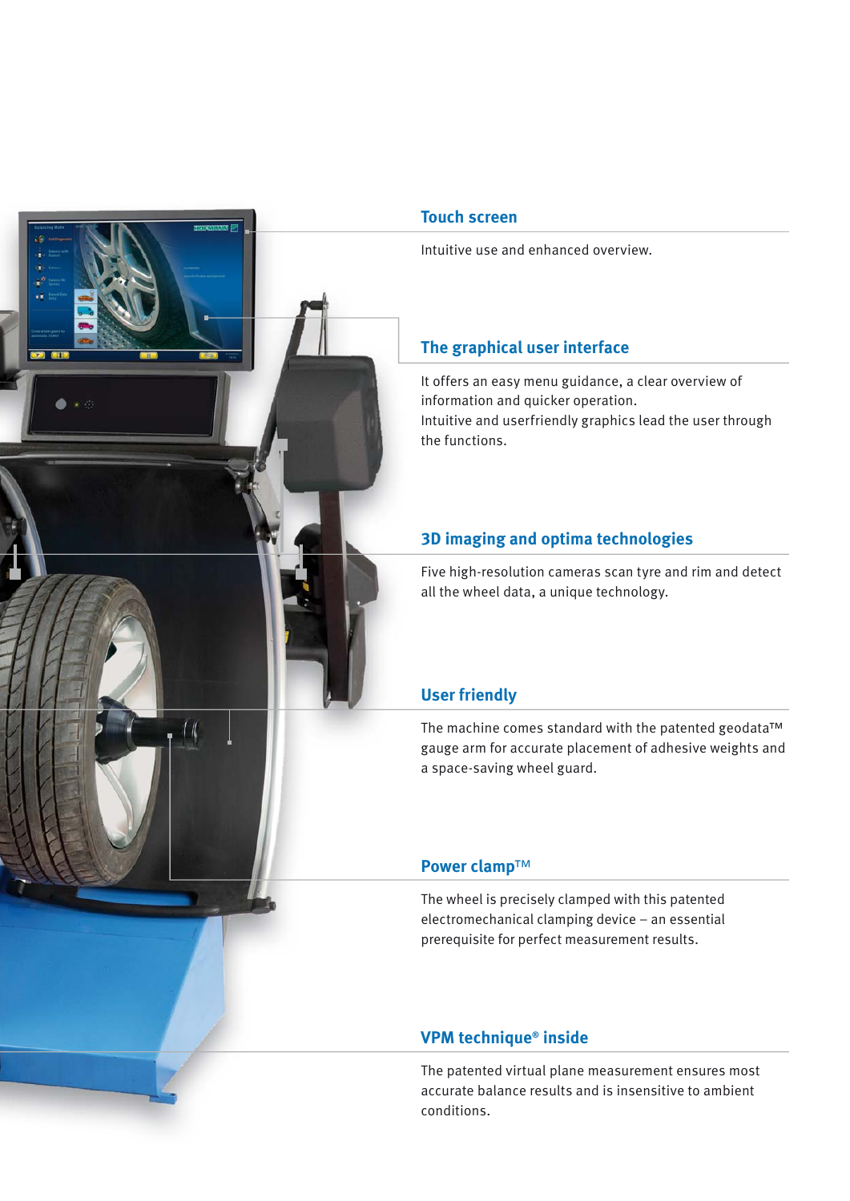## Touch screen

Intuitive use and enhanced overview.

## The graphical user interface

It offers an easy menu guidance, a clear overview of information and quicker operation.
Intuitive and userfriendly graphics lead the user through the functions.

## 3D imaging and optima technologies

Five high-resolution cameras scan tyre and rim and detect all the wheel data, a unique technology.

## User friendly

The machine comes standard with the patented geodata™ gauge arm for accurate placement of adhesive weights and a space-saving wheel guard.

## Power clamp™

The wheel is precisely clamped with this patented electromechanical clamping device – an essential prerequisite for perfect measurement results.

## VPM technique® inside

The patented virtual plane measurement ensures most accurate balance results and is insensitive to ambient conditions.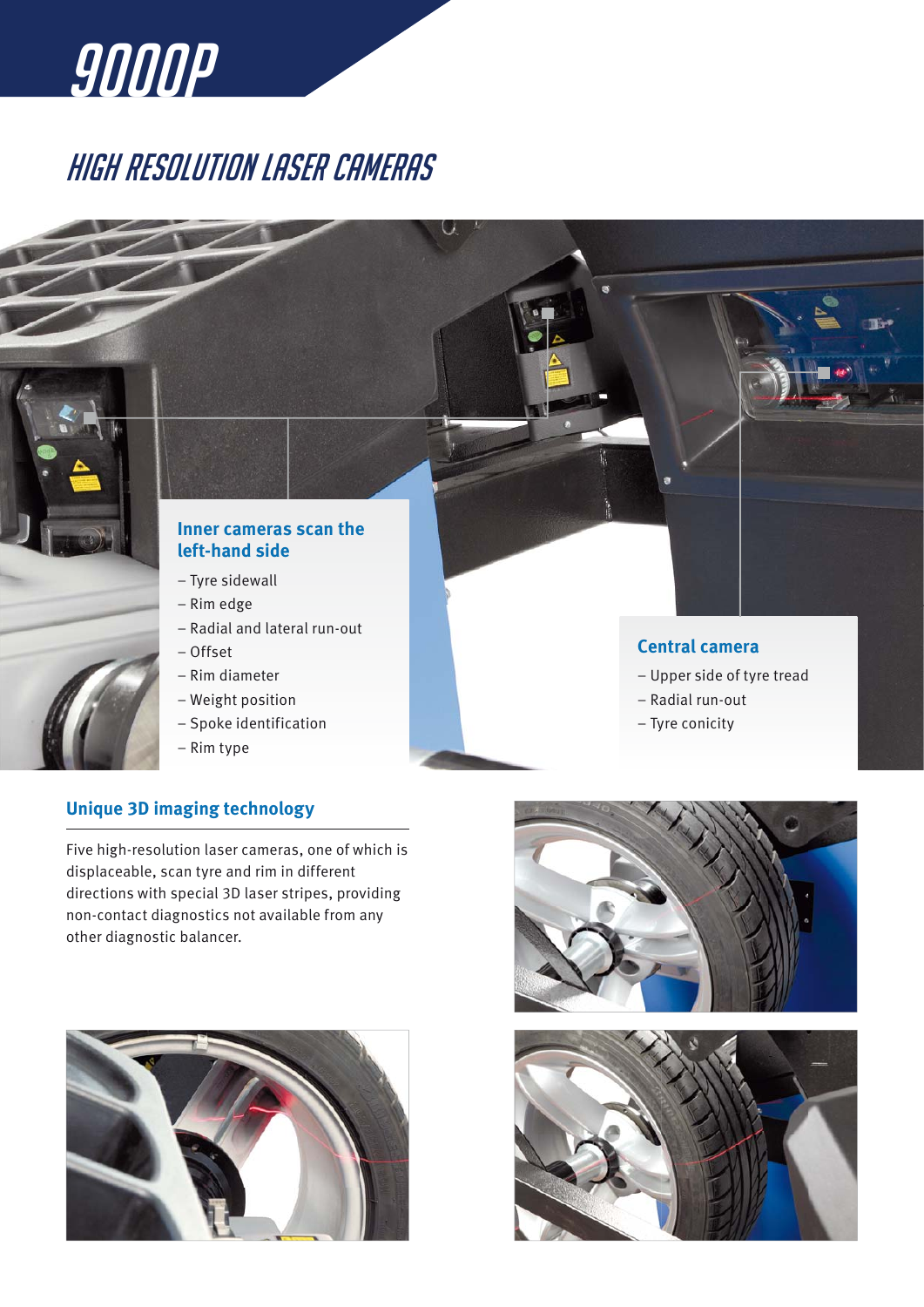# 9000P

## HIGH RESOLUTION LASER CAMERAS

### Inner cameras scan the left-hand side

- Tyre sidewall
- Rim edge
- Radial and lateral run-out
- Offset
- Rim diameter
- Weight position
- Spoke identification
- Rim type

### Central camera

- Upper side of tyre tread
- Radial run-out
- Tyre conicity

### Unique 3D imaging technology

Five high-resolution laser cameras, one of which is displaceable, scan tyre and rim in different directions with special 3D laser stripes, providing non-contact diagnostics not available from any other diagnostic balancer.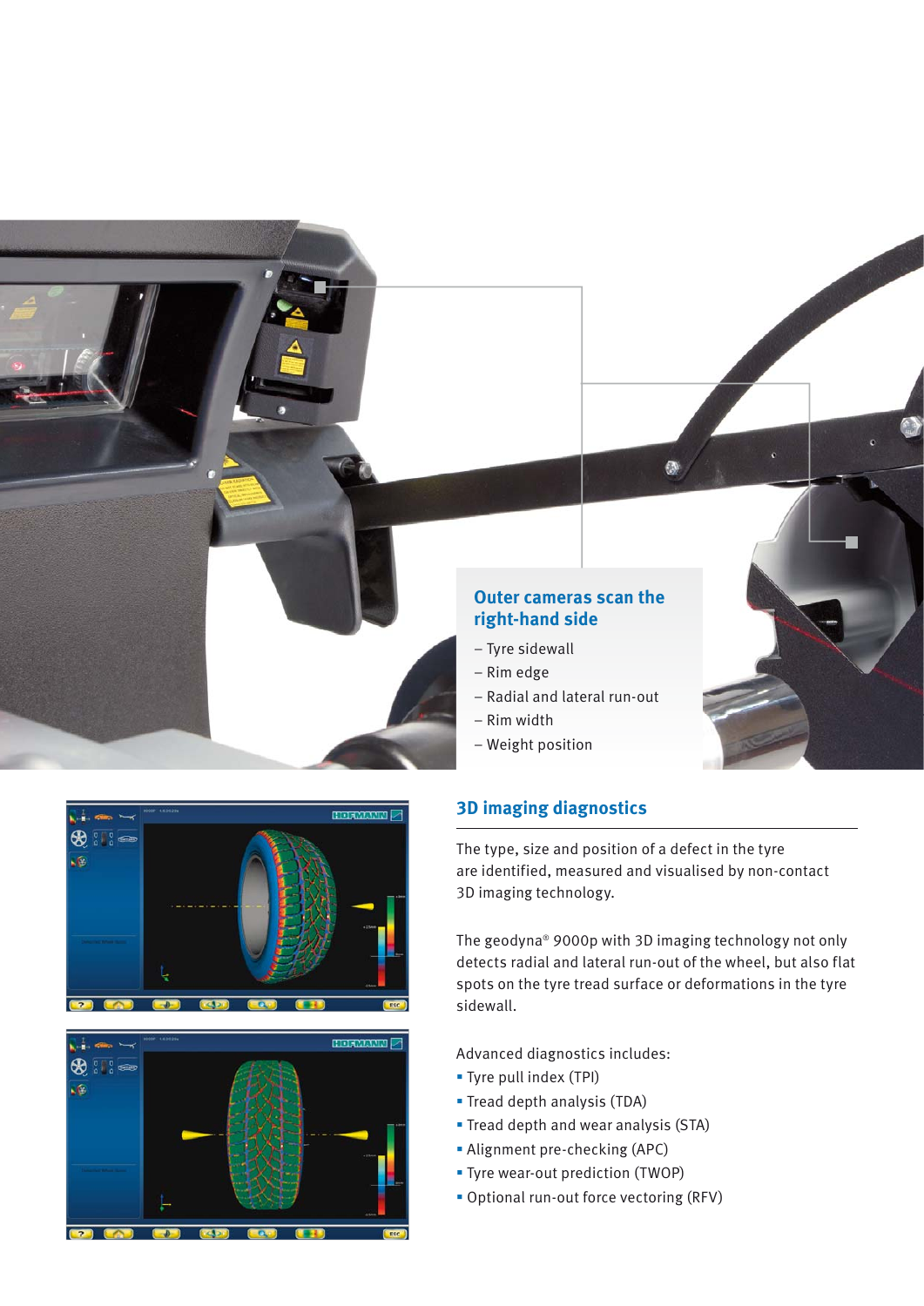## Outer cameras scan the right-hand side

- Tyre sidewall
- Rim edge
- Radial and lateral run-out
- Rim width
- Weight position

## 3D imaging diagnostics

The type, size and position of a defect in the tyre are identified, measured and visualised by non-contact 3D imaging technology.

The geodyna® 9000p with 3D imaging technology not only detects radial and lateral run-out of the wheel, but also flat spots on the tyre tread surface or deformations in the tyre sidewall.

Advanced diagnostics includes:

- Tyre pull index (TPI)
- Tread depth analysis (TDA)
- Tread depth and wear analysis (STA)
- Alignment pre-checking (APC)
- Tyre wear-out prediction (TWOP)
- Optional run-out force vectoring (RFV)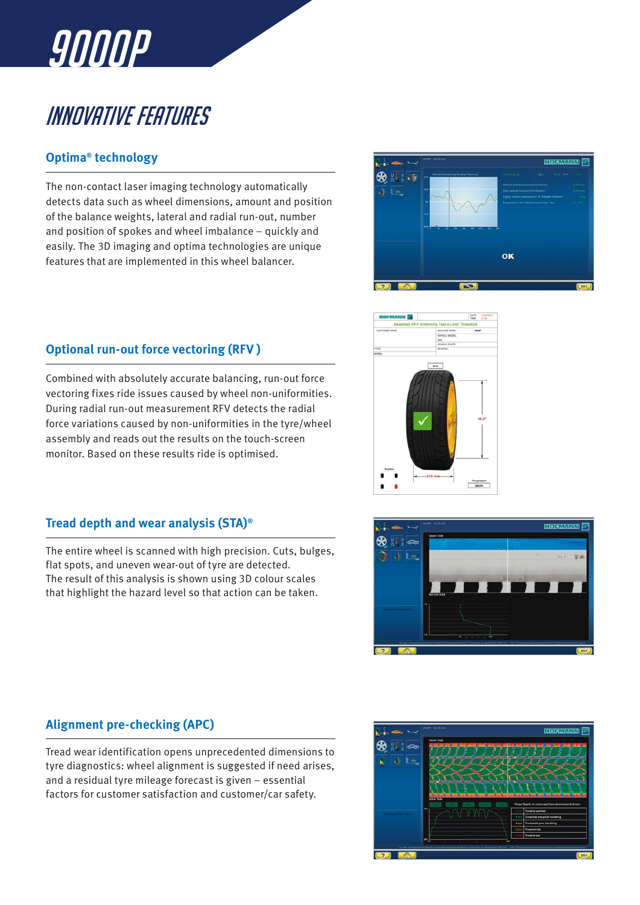# 9000P

## INNOVATIVE FEATURES

### Optima® technology

The non-contact laser imaging technology automatically detects data such as wheel dimensions, amount and position of the balance weights, lateral and radial run-out, number and position of spokes and wheel imbalance – quickly and easily. The 3D imaging and optima technologies are unique features that are implemented in this wheel balancer.

### Optional run-out force vectoring (RFV)

Combined with absolutely accurate balancing, run-out force vectoring fixes ride issues caused by wheel non-uniformities. During radial run-out measurement RFV detects the radial force variations caused by non-uniformities in the tyre/wheel assembly and reads out the results on the touch-screen monitor. Based on these results ride is optimised.

### Tread depth and wear analysis (STA)®

The entire wheel is scanned with high precision. Cuts, bulges, flat spots, and uneven wear-out of tyre are detected.
The result of this analysis is shown using 3D colour scales that highlight the hazard level so that action can be taken.

### Alignment pre-checking (APC)

Tread wear identification opens unprecedented dimensions to tyre diagnostics: wheel alignment is suggested if need arises, and a residual tyre mileage forecast is given – essential factors for customer satisfaction and customer/car safety.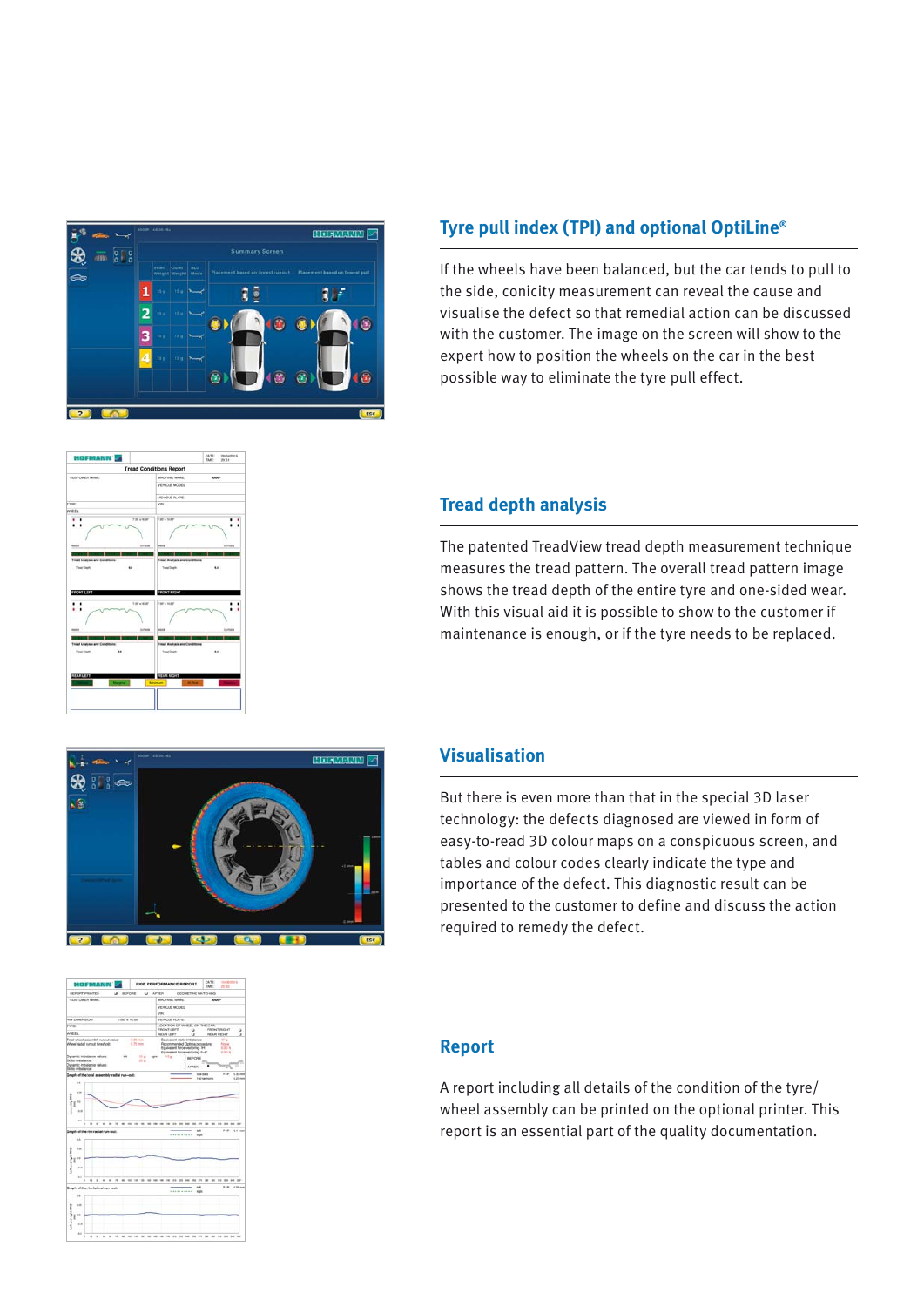## Tyre pull index (TPI) and optional OptiLine®

If the wheels have been balanced, but the car tends to pull to the side, conicity measurement can reveal the cause and visualise the defect so that remedial action can be discussed with the customer. The image on the screen will show to the expert how to position the wheels on the car in the best possible way to eliminate the tyre pull effect.

## Tread depth analysis

The patented TreadView tread depth measurement technique measures the tread pattern. The overall tread pattern image shows the tread depth of the entire tyre and one-sided wear. With this visual aid it is possible to show to the customer if maintenance is enough, or if the tyre needs to be replaced.

## Visualisation

But there is even more than that in the special 3D laser technology: the defects diagnosed are viewed in form of easy-to-read 3D colour maps on a conspicuous screen, and tables and colour codes clearly indicate the type and importance of the defect. This diagnostic result can be presented to the customer to define and discuss the action required to remedy the defect.

## Report

A report including all details of the condition of the tyre/ wheel assembly can be printed on the optional printer. This report is an essential part of the quality documentation.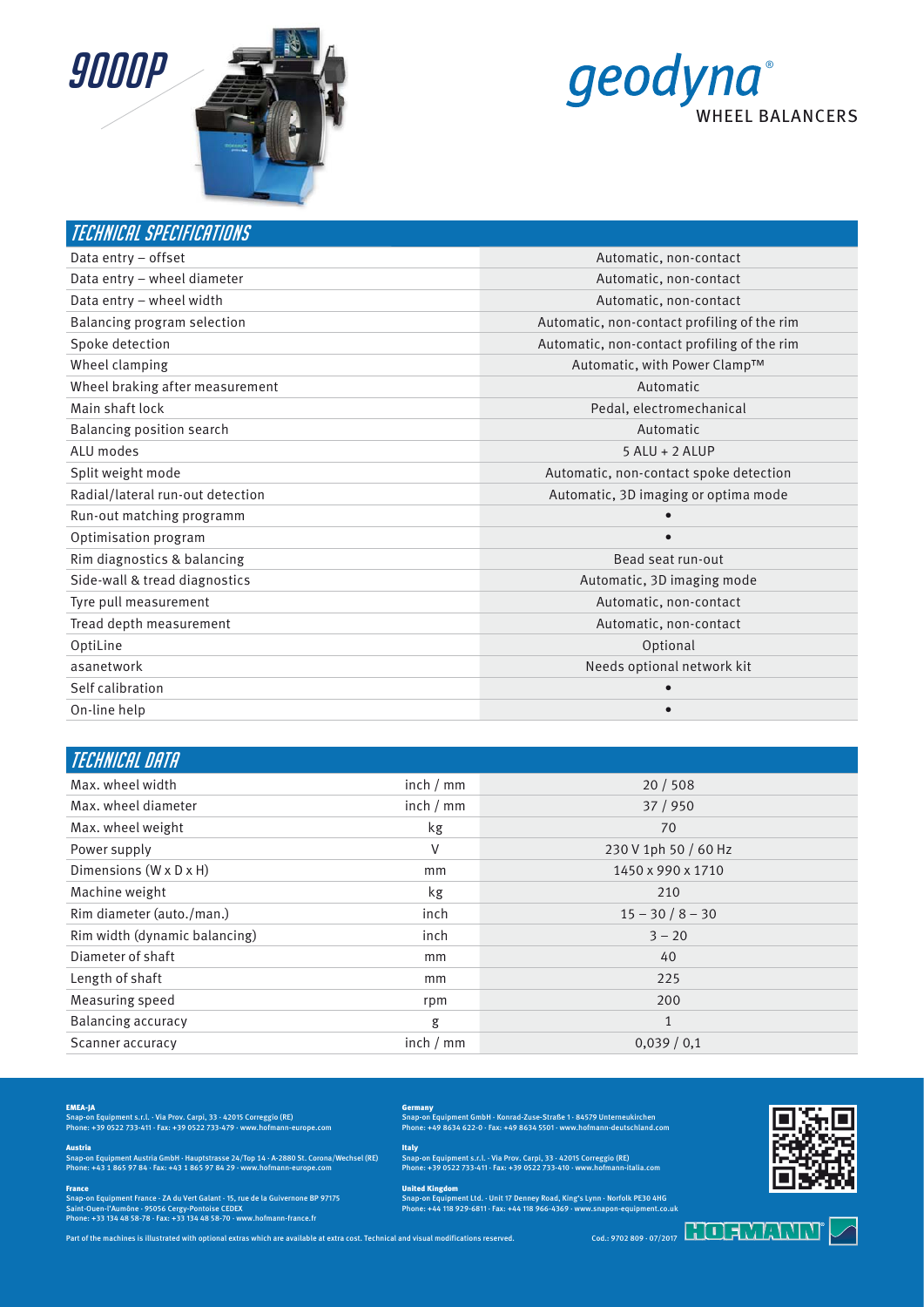# 9000P

# geodyna®

WHEEL BALANCERS

## TECHNICAL SPECIFICATIONS

| | |
|---|---|
| Data entry – offset | Automatic, non-contact |
| Data entry – wheel diameter | Automatic, non-contact |
| Data entry – wheel width | Automatic, non-contact |
| Balancing program selection | Automatic, non-contact profiling of the rim |
| Spoke detection | Automatic, non-contact profiling of the rim |
| Wheel clamping | Automatic, with Power Clamp™ |
| Wheel braking after measurement | Automatic |
| Main shaft lock | Pedal, electromechanical |
| Balancing position search | Automatic |
| ALU modes | 5 ALU + 2 ALUP |
| Split weight mode | Automatic, non-contact spoke detection |
| Radial/lateral run-out detection | Automatic, 3D imaging or optima mode |
| Run-out matching programm | • |
| Optimisation program | • |
| Rim diagnostics & balancing | Bead seat run-out |
| Side-wall & tread diagnostics | Automatic, 3D imaging mode |
| Tyre pull measurement | Automatic, non-contact |
| Tread depth measurement | Automatic, non-contact |
| OptiLine | Optional |
| asanetwork | Needs optional network kit |
| Self calibration | • |
| On-line help | • |

## TECHNICAL DATA

| | | |
|---|---|---|
| Max. wheel width | inch / mm | 20 / 508 |
| Max. wheel diameter | inch / mm | 37 / 950 |
| Max. wheel weight | kg | 70 |
| Power supply | V | 230 V 1ph 50 / 60 Hz |
| Dimensions (W x D x H) | mm | 1450 x 990 x 1710 |
| Machine weight | kg | 210 |
| Rim diameter (auto./man.) | inch | 15 – 30 / 8 – 30 |
| Rim width (dynamic balancing) | inch | 3 – 20 |
| Diameter of shaft | mm | 40 |
| Length of shaft | mm | 225 |
| Measuring speed | rpm | 200 |
| Balancing accuracy | g | 1 |
| Scanner accuracy | inch / mm | 0,039 / 0,1 |

**EMEA-JA**
Snap-on Equipment s.r.l. · Via Prov. Carpi, 33 · 42015 Correggio (RE)
Phone: +39 0522 733-411 · Fax: +39 0522 733-479 · www.hofmann-europe.com

**Austria**
Snap-on Equipment Austria GmbH · Hauptstrasse 24/Top 14 · A-2880 St. Corona/Wechsel (RE)
Phone: +43 1 865 97 84 · Fax: +43 1 865 97 84 29 · www.hofmann-europe.com

**France**
Snap-on Equipment France · ZA du Vert Galant · 15, rue de la Guivernone BP 97175
Saint-Ouen-l'Aumône · 95056 Cergy-Pontoise CEDEX
Phone: +33 134 48 58-78 · Fax: +33 134 48 58-70 · www.hofmann-france.fr

**Germany**
Snap-on Equipment GmbH · Konrad-Zuse-Straße 1 · 84579 Unterneukirchen
Phone: +49 8634 622-0 · Fax: +49 8634 5501 · www.hofmann-deutschland.com

**Italy**
Snap-on Equipment s.r.l. · Via Prov. Carpi, 33 · 42015 Correggio (RE)
Phone: +39 0522 733-411 · Fax: +39 0522 733-410 · www.hofmann-italia.com

**United Kingdom**
Snap-on Equipment Ltd. · Unit 17 Denney Road, King's Lynn · Norfolk PE30 4HG
Phone: +44 118 929-6811 · Fax: +44 118 966-4369 · www.snapon-equipment.co.uk

Part of the machines is illustrated with optional extras which are available at extra cost. Technical and visual modifications reserved.

Cod.: 9702 809 · 07/2017

HOFMANN®